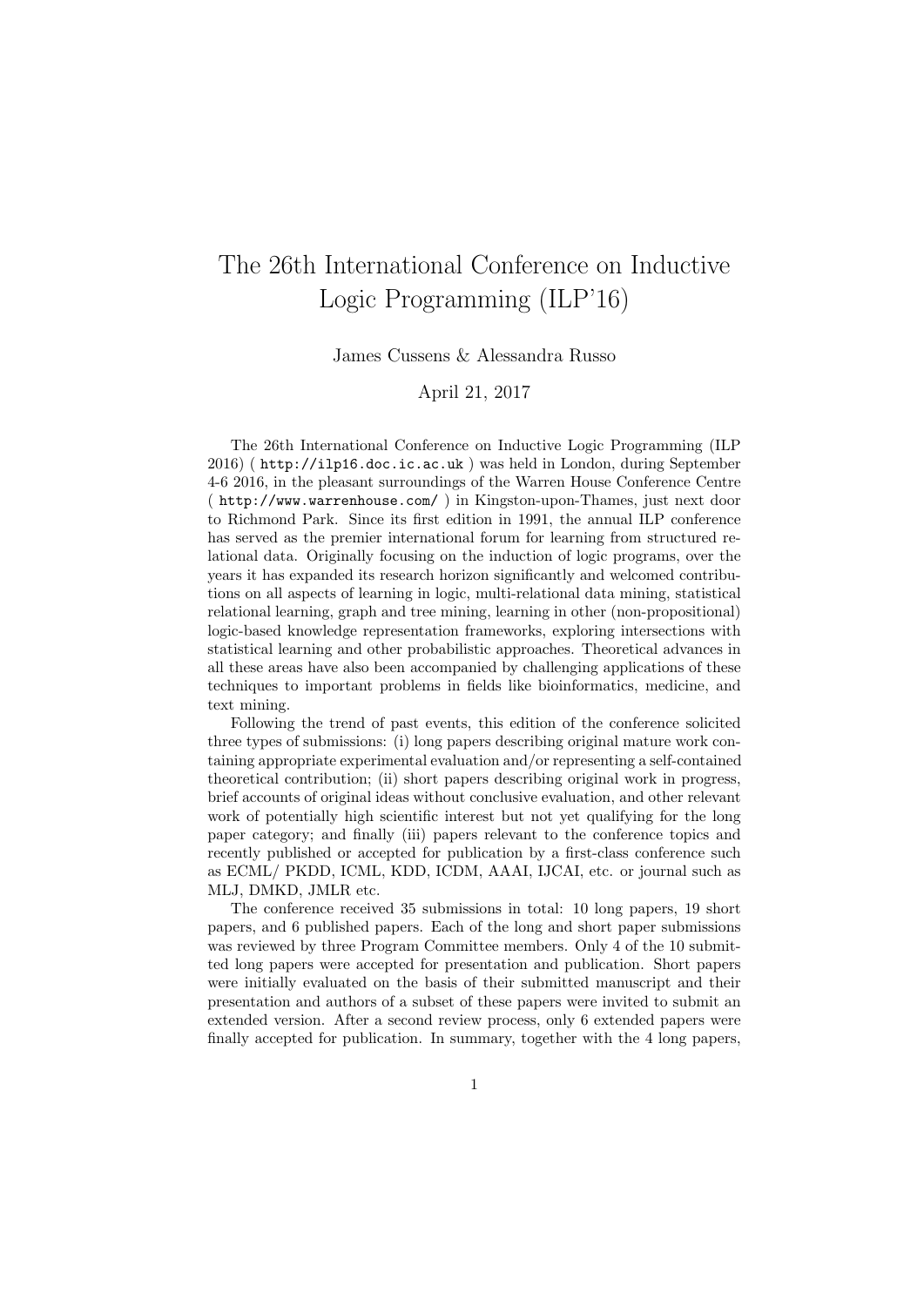# The 26th International Conference on Inductive Logic Programming (ILP'16)

James Cussens & Alessandra Russo

April 21, 2017

The 26th International Conference on Inductive Logic Programming (ILP 2016) ( http://ilp16.doc.ic.ac.uk ) was held in London, during September 4-6 2016, in the pleasant surroundings of the Warren House Conference Centre ( http://www.warrenhouse.com/ ) in Kingston-upon-Thames, just next door to Richmond Park. Since its first edition in 1991, the annual ILP conference has served as the premier international forum for learning from structured relational data. Originally focusing on the induction of logic programs, over the years it has expanded its research horizon significantly and welcomed contributions on all aspects of learning in logic, multi-relational data mining, statistical relational learning, graph and tree mining, learning in other (non-propositional) logic-based knowledge representation frameworks, exploring intersections with statistical learning and other probabilistic approaches. Theoretical advances in all these areas have also been accompanied by challenging applications of these techniques to important problems in fields like bioinformatics, medicine, and text mining.

Following the trend of past events, this edition of the conference solicited three types of submissions: (i) long papers describing original mature work containing appropriate experimental evaluation and/or representing a self-contained theoretical contribution; (ii) short papers describing original work in progress, brief accounts of original ideas without conclusive evaluation, and other relevant work of potentially high scientific interest but not yet qualifying for the long paper category; and finally (iii) papers relevant to the conference topics and recently published or accepted for publication by a first-class conference such as ECML/ PKDD, ICML, KDD, ICDM, AAAI, IJCAI, etc. or journal such as MLJ, DMKD, JMLR etc.

The conference received 35 submissions in total: 10 long papers, 19 short papers, and 6 published papers. Each of the long and short paper submissions was reviewed by three Program Committee members. Only 4 of the 10 submitted long papers were accepted for presentation and publication. Short papers were initially evaluated on the basis of their submitted manuscript and their presentation and authors of a subset of these papers were invited to submit an extended version. After a second review process, only 6 extended papers were finally accepted for publication. In summary, together with the 4 long papers,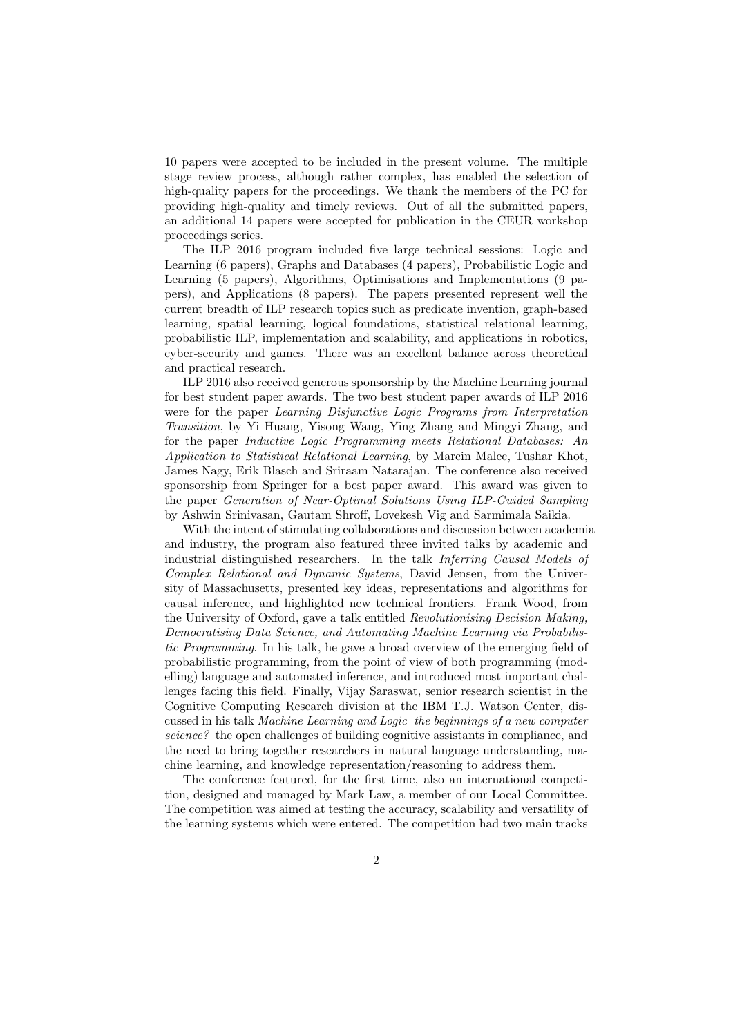10 papers were accepted to be included in the present volume. The multiple stage review process, although rather complex, has enabled the selection of high-quality papers for the proceedings. We thank the members of the PC for providing high-quality and timely reviews. Out of all the submitted papers, an additional 14 papers were accepted for publication in the CEUR workshop proceedings series.

The ILP 2016 program included five large technical sessions: Logic and Learning (6 papers), Graphs and Databases (4 papers), Probabilistic Logic and Learning (5 papers), Algorithms, Optimisations and Implementations (9 papers), and Applications (8 papers). The papers presented represent well the current breadth of ILP research topics such as predicate invention, graph-based learning, spatial learning, logical foundations, statistical relational learning, probabilistic ILP, implementation and scalability, and applications in robotics, cyber-security and games. There was an excellent balance across theoretical and practical research.

ILP 2016 also received generous sponsorship by the Machine Learning journal for best student paper awards. The two best student paper awards of ILP 2016 were for the paper *Learning Disjunctive Logic Programs from Interpretation Transition*, by Yi Huang, Yisong Wang, Ying Zhang and Mingyi Zhang, and for the paper *Inductive Logic Programming meets Relational Databases: An Application to Statistical Relational Learning*, by Marcin Malec, Tushar Khot, James Nagy, Erik Blasch and Sriraam Natarajan. The conference also received sponsorship from Springer for a best paper award. This award was given to the paper *Generation of Near-Optimal Solutions Using ILP-Guided Sampling* by Ashwin Srinivasan, Gautam Shroff, Lovekesh Vig and Sarmimala Saikia.

With the intent of stimulating collaborations and discussion between academia and industry, the program also featured three invited talks by academic and industrial distinguished researchers. In the talk *Inferring Causal Models of Complex Relational and Dynamic Systems*, David Jensen, from the University of Massachusetts, presented key ideas, representations and algorithms for causal inference, and highlighted new technical frontiers. Frank Wood, from the University of Oxford, gave a talk entitled *Revolutionising Decision Making, Democratising Data Science, and Automating Machine Learning via Probabilistic Programming*. In his talk, he gave a broad overview of the emerging field of probabilistic programming, from the point of view of both programming (modelling) language and automated inference, and introduced most important challenges facing this field. Finally, Vijay Saraswat, senior research scientist in the Cognitive Computing Research division at the IBM T.J. Watson Center, discussed in his talk *Machine Learning and Logic the beginnings of a new computer science?* the open challenges of building cognitive assistants in compliance, and the need to bring together researchers in natural language understanding, machine learning, and knowledge representation/reasoning to address them.

The conference featured, for the first time, also an international competition, designed and managed by Mark Law, a member of our Local Committee. The competition was aimed at testing the accuracy, scalability and versatility of the learning systems which were entered. The competition had two main tracks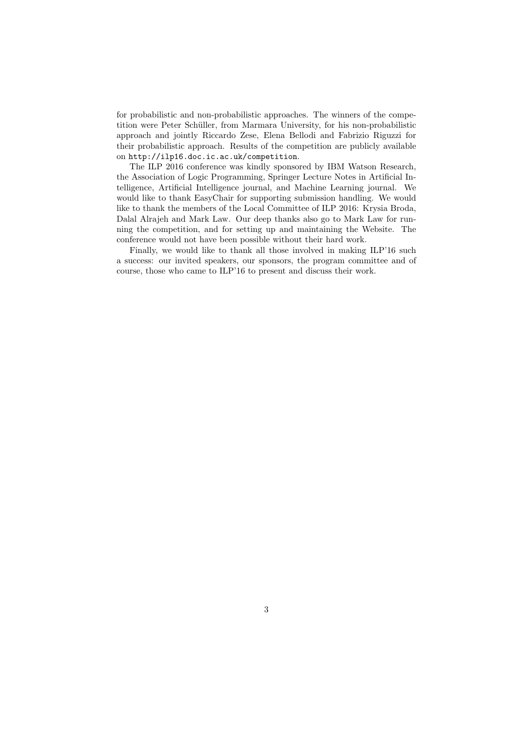for probabilistic and non-probabilistic approaches. The winners of the competition were Peter Schüller, from Marmara University, for his non-probabilistic approach and jointly Riccardo Zese, Elena Bellodi and Fabrizio Riguzzi for their probabilistic approach. Results of the competition are publicly available on `http://ilp16.doc.ic.ac.uk/competition`.

The ILP 2016 conference was kindly sponsored by IBM Watson Research, the Association of Logic Programming, Springer Lecture Notes in Artificial Intelligence, Artificial Intelligence journal, and Machine Learning journal. We would like to thank EasyChair for supporting submission handling. We would like to thank the members of the Local Committee of ILP 2016: Krysia Broda, Dalal Alrajeh and Mark Law. Our deep thanks also go to Mark Law for running the competition, and for setting up and maintaining the Website. The conference would not have been possible without their hard work.

Finally, we would like to thank all those involved in making ILP'16 such a success: our invited speakers, our sponsors, the program committee and of course, those who came to ILP'16 to present and discuss their work.